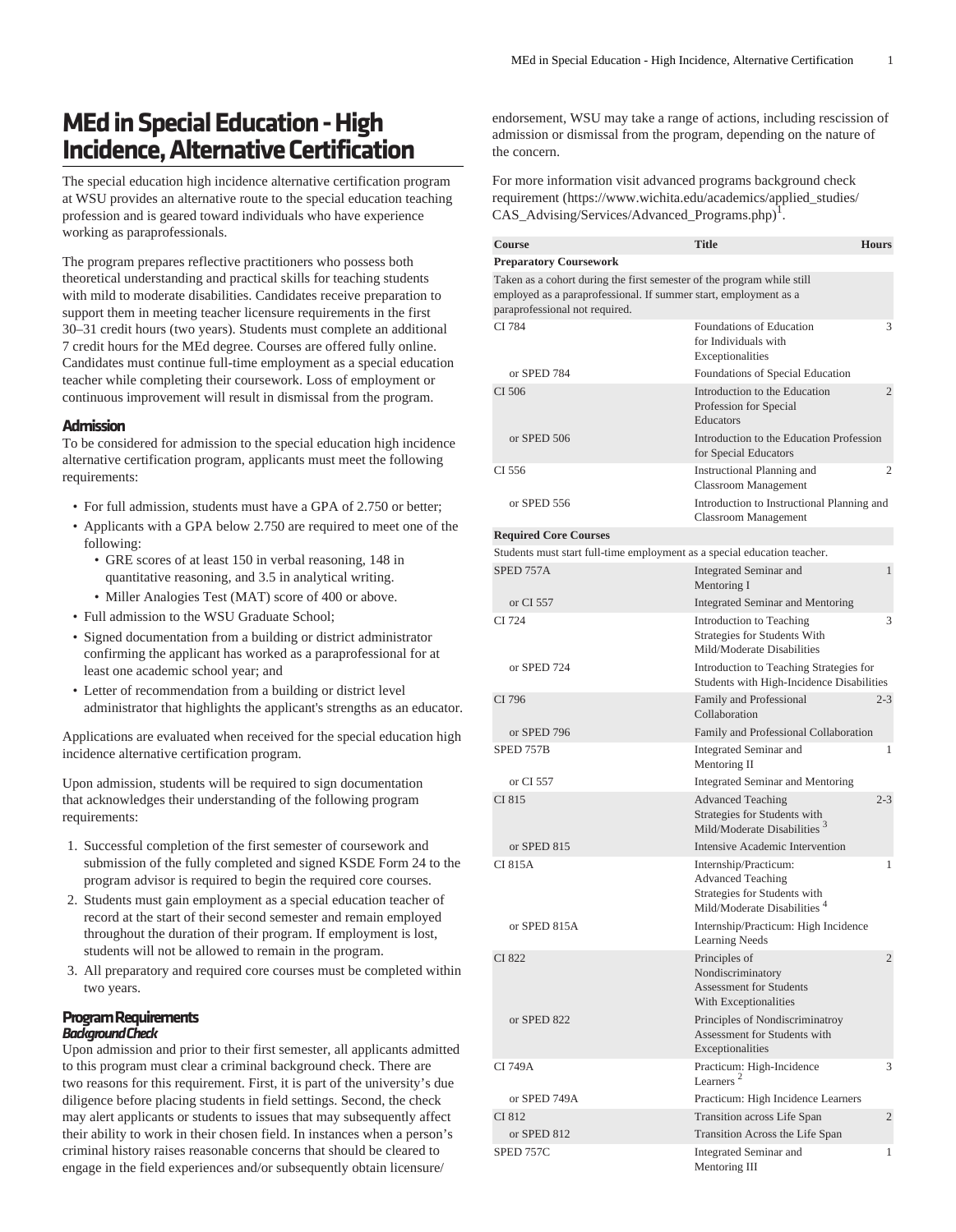# MEd in Special Education - High Incidence, Alternative Certification

The special education high incidence alternative certification program at WSU provides an alternative route to the special education teaching profession and is geared toward individuals who have experience working as paraprofessionals.

The program prepares reflective practitioners who possess both theoretical understanding and practical skills for teaching students with mild to moderate disabilities. Candidates receive preparation to support them in meeting teacher licensure requirements in the first 30–31 credit hours (two years). Students must complete an additional 7 credit hours for the MEd degree. Courses are offered fully online. Candidates must continue full-time employment as a special education teacher while completing their coursework. Loss of employment or continuous improvement will result in dismissal from the program.

## Admission

To be considered for admission to the special education high incidence alternative certification program, applicants must meet the following requirements:

- For full admission, students must have a GPA of 2.750 or better;
- Applicants with a GPA below 2.750 are required to meet one of the following:
  - GRE scores of at least 150 in verbal reasoning, 148 in quantitative reasoning, and 3.5 in analytical writing.
  - Miller Analogies Test (MAT) score of 400 or above.
- Full admission to the WSU Graduate School;
- Signed documentation from a building or district administrator confirming the applicant has worked as a paraprofessional for at least one academic school year; and
- Letter of recommendation from a building or district level administrator that highlights the applicant's strengths as an educator.

Applications are evaluated when received for the special education high incidence alternative certification program.

Upon admission, students will be required to sign documentation that acknowledges their understanding of the following program requirements:

1. Successful completion of the first semester of coursework and submission of the fully completed and signed KSDE Form 24 to the program advisor is required to begin the required core courses.
2. Students must gain employment as a special education teacher of record at the start of their second semester and remain employed throughout the duration of their program. If employment is lost, students will not be allowed to remain in the program.
3. All preparatory and required core courses must be completed within two years.

## Program Requirements

### Background Check

Upon admission and prior to their first semester, all applicants admitted to this program must clear a criminal background check. There are two reasons for this requirement. First, it is part of the university's due diligence before placing students in field settings. Second, the check may alert applicants or students to issues that may subsequently affect their ability to work in their chosen field. In instances when a person's criminal history raises reasonable concerns that should be cleared to engage in the field experiences and/or subsequently obtain licensure/endorsement, WSU may take a range of actions, including rescission of admission or dismissal from the program, depending on the nature of the concern.

For more information visit advanced programs background check requirement (https://www.wichita.edu/academics/applied_studies/CAS_Advising/Services/Advanced_Programs.php)[1].

| Course | Title | Hours |
|---|---|---|
| **Preparatory Coursework** | | |
| Taken as a cohort during the first semester of the program while still employed as a paraprofessional. If summer start, employment as a paraprofessional not required. | | |
| CI 784 | Foundations of Education for Individuals with Exceptionalities | 3 |
| or SPED 784 | Foundations of Special Education | |
| CI 506 | Introduction to the Education Profession for Special Educators | 2 |
| or SPED 506 | Introduction to the Education Profession for Special Educators | |
| CI 556 | Instructional Planning and Classroom Management | 2 |
| or SPED 556 | Introduction to Instructional Planning and Classroom Management | |
| **Required Core Courses** | | |
| Students must start full-time employment as a special education teacher. | | |
| SPED 757A | Integrated Seminar and Mentoring I | 1 |
| or CI 557 | Integrated Seminar and Mentoring | |
| CI 724 | Introduction to Teaching Strategies for Students With Mild/Moderate Disabilities | 3 |
| or SPED 724 | Introduction to Teaching Strategies for Students with High-Incidence Disabilities | |
| CI 796 | Family and Professional Collaboration | 2-3 |
| or SPED 796 | Family and Professional Collaboration | |
| SPED 757B | Integrated Seminar and Mentoring II | 1 |
| or CI 557 | Integrated Seminar and Mentoring | |
| CI 815 | Advanced Teaching Strategies for Students with Mild/Moderate Disabilities [3] | 2-3 |
| or SPED 815 | Intensive Academic Intervention | |
| CI 815A | Internship/Practicum: Advanced Teaching Strategies for Students with Mild/Moderate Disabilities [4] | 1 |
| or SPED 815A | Internship/Practicum: High Incidence Learning Needs | |
| CI 822 | Principles of Nondiscriminatory Assessment for Students With Exceptionalities | 2 |
| or SPED 822 | Principles of Nondiscriminatroy Assessment for Students with Exceptionalities | |
| CI 749A | Practicum: High-Incidence Learners [2] | 3 |
| or SPED 749A | Practicum: High Incidence Learners | |
| CI 812 | Transition across Life Span | 2 |
| or SPED 812 | Transition Across the Life Span | |
| SPED 757C | Integrated Seminar and Mentoring III | 1 |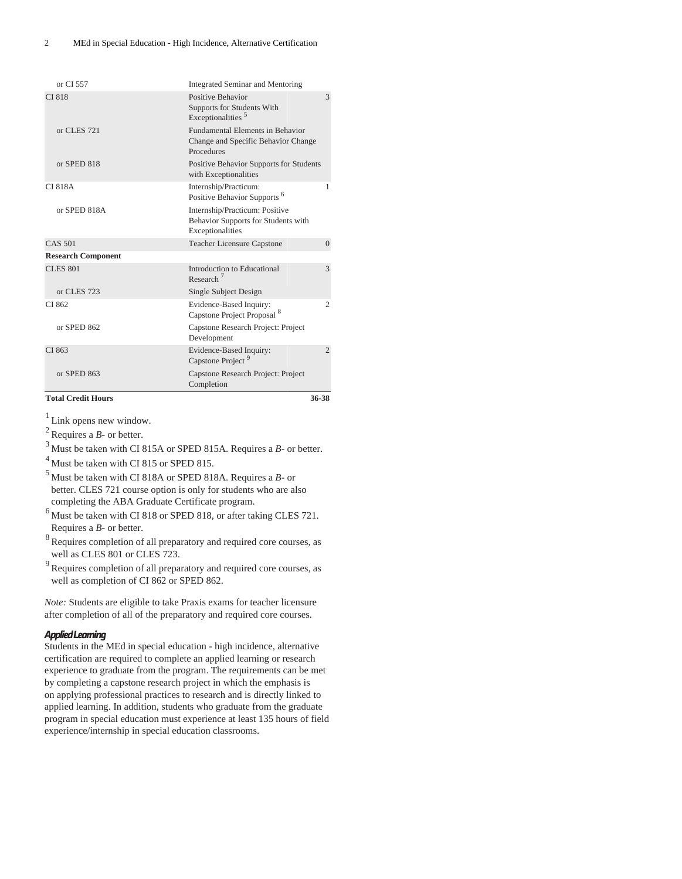| | | |
|---|---|---|
| or CI 557 | Integrated Seminar and Mentoring | |
| CI 818 | Positive Behavior Supports for Students With Exceptionalities [5] | 3 |
| or CLES 721 | Fundamental Elements in Behavior Change and Specific Behavior Change Procedures | |
| or SPED 818 | Positive Behavior Supports for Students with Exceptionalities | |
| CI 818A | Internship/Practicum: Positive Behavior Supports [6] | 1 |
| or SPED 818A | Internship/Practicum: Positive Behavior Supports for Students with Exceptionalities | |
| CAS 501 | Teacher Licensure Capstone | 0 |
| **Research Component** | | |
| CLES 801 | Introduction to Educational Research [7] | 3 |
| or CLES 723 | Single Subject Design | |
| CI 862 | Evidence-Based Inquiry: Capstone Project Proposal [8] | 2 |
| or SPED 862 | Capstone Research Project: Project Development | |
| CI 863 | Evidence-Based Inquiry: Capstone Project [9] | 2 |
| or SPED 863 | Capstone Research Project: Project Completion | |
| **Total Credit Hours** | | **36-38** |

[1] Link opens new window.

[2] Requires a *B*- or better.

[3] Must be taken with CI 815A or SPED 815A. Requires a *B*- or better.

[4] Must be taken with CI 815 or SPED 815.

[5] Must be taken with CI 818A or SPED 818A. Requires a *B*- or better. CLES 721 course option is only for students who are also completing the ABA Graduate Certificate program.

[6] Must be taken with CI 818 or SPED 818, or after taking CLES 721. Requires a *B*- or better.

[8] Requires completion of all preparatory and required core courses, as well as CLES 801 or CLES 723.

[9] Requires completion of all preparatory and required core courses, as well as completion of CI 862 or SPED 862.

*Note:* Students are eligible to take Praxis exams for teacher licensure after completion of all of the preparatory and required core courses.

### *Applied Learning*

Students in the MEd in special education - high incidence, alternative certification are required to complete an applied learning or research experience to graduate from the program. The requirements can be met by completing a capstone research project in which the emphasis is on applying professional practices to research and is directly linked to applied learning. In addition, students who graduate from the graduate program in special education must experience at least 135 hours of field experience/internship in special education classrooms.